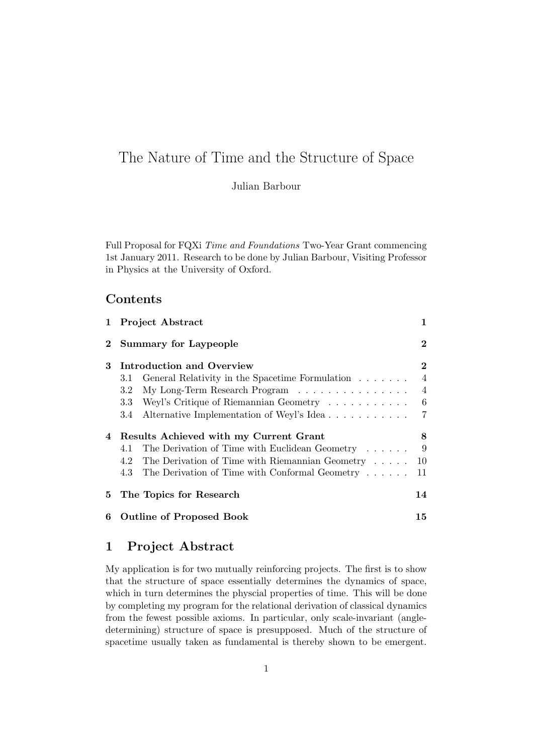# The Nature of Time and the Structure of Space

Julian Barbour

Full Proposal for FQXi *Time and Foundations* Two-Year Grant commencing 1st January 2011. Research to be done by Julian Barbour, Visiting Professor in Physics at the University of Oxford.

## Contents

- **1 Project Abstract** — 1
- **2 Summary for Laypeople** — 2
- **3 Introduction and Overview** — 2
  - 3.1 General Relativity in the Spacetime Formulation — 4
  - 3.2 My Long-Term Research Program — 4
  - 3.3 Weyl's Critique of Riemannian Geometry — 6
  - 3.4 Alternative Implementation of Weyl's Idea — 7
- **4 Results Achieved with my Current Grant** — 8
  - 4.1 The Derivation of Time with Euclidean Geometry — 9
  - 4.2 The Derivation of Time with Riemannian Geometry — 10
  - 4.3 The Derivation of Time with Conformal Geometry — 11
- **5 The Topics for Research** — 14
- **6 Outline of Proposed Book** — 15

## 1 Project Abstract

My application is for two mutually reinforcing projects. The first is to show that the structure of space essentially determines the dynamics of space, which in turn determines the physcial properties of time. This will be done by completing my program for the relational derivation of classical dynamics from the fewest possible axioms. In particular, only scale-invariant (angle-determining) structure of space is presupposed. Much of the structure of spacetime usually taken as fundamental is thereby shown to be emergent.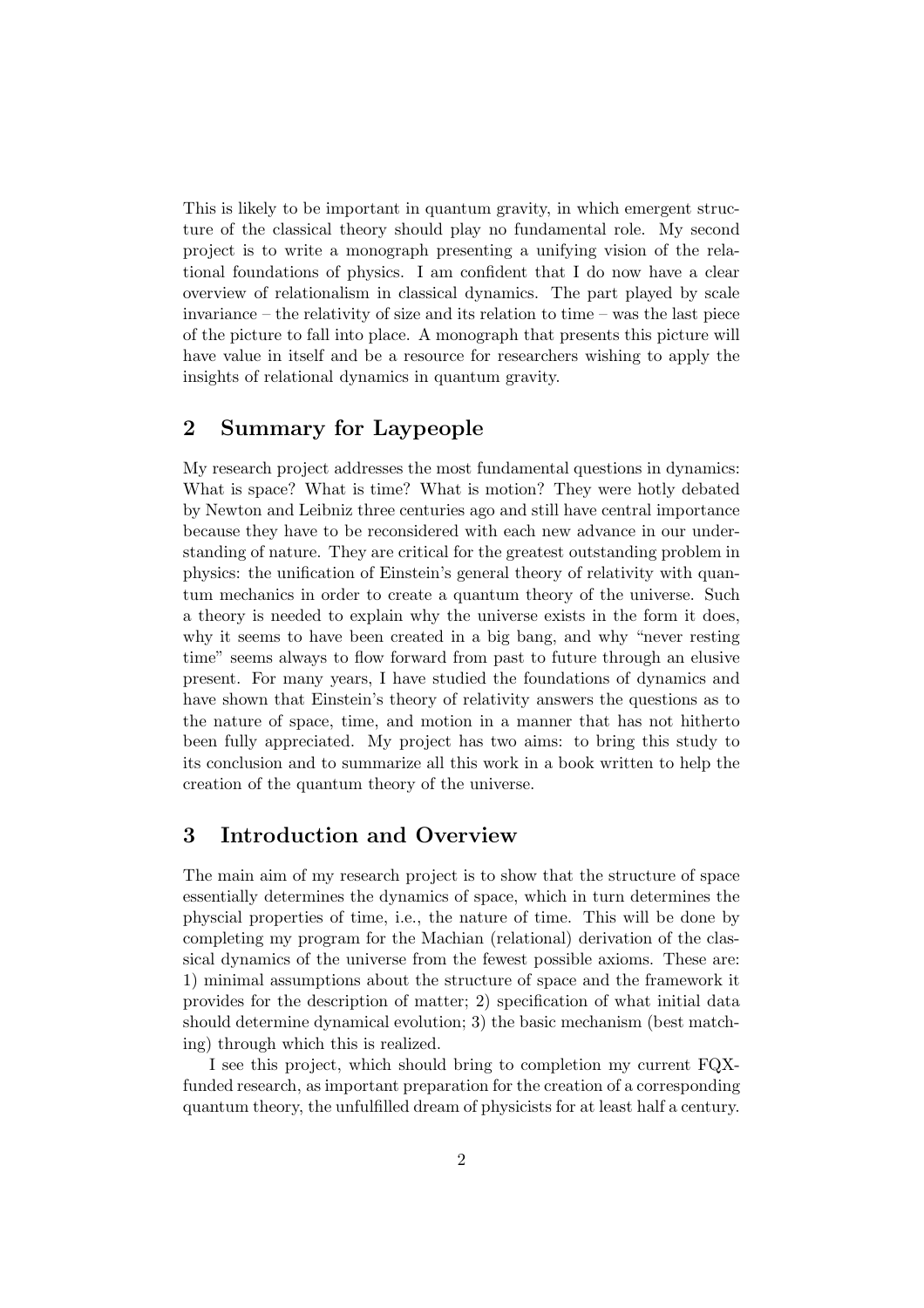This is likely to be important in quantum gravity, in which emergent structure of the classical theory should play no fundamental role. My second project is to write a monograph presenting a unifying vision of the relational foundations of physics. I am confident that I do now have a clear overview of relationalism in classical dynamics. The part played by scale invariance – the relativity of size and its relation to time – was the last piece of the picture to fall into place. A monograph that presents this picture will have value in itself and be a resource for researchers wishing to apply the insights of relational dynamics in quantum gravity.

## 2 Summary for Laypeople

My research project addresses the most fundamental questions in dynamics: What is space? What is time? What is motion? They were hotly debated by Newton and Leibniz three centuries ago and still have central importance because they have to be reconsidered with each new advance in our understanding of nature. They are critical for the greatest outstanding problem in physics: the unification of Einstein's general theory of relativity with quantum mechanics in order to create a quantum theory of the universe. Such a theory is needed to explain why the universe exists in the form it does, why it seems to have been created in a big bang, and why "never resting time" seems always to flow forward from past to future through an elusive present. For many years, I have studied the foundations of dynamics and have shown that Einstein's theory of relativity answers the questions as to the nature of space, time, and motion in a manner that has not hitherto been fully appreciated. My project has two aims: to bring this study to its conclusion and to summarize all this work in a book written to help the creation of the quantum theory of the universe.

## 3 Introduction and Overview

The main aim of my research project is to show that the structure of space essentially determines the dynamics of space, which in turn determines the physcial properties of time, i.e., the nature of time. This will be done by completing my program for the Machian (relational) derivation of the classical dynamics of the universe from the fewest possible axioms. These are: 1) minimal assumptions about the structure of space and the framework it provides for the description of matter; 2) specification of what initial data should determine dynamical evolution; 3) the basic mechanism (best matching) through which this is realized.

I see this project, which should bring to completion my current FQX-funded research, as important preparation for the creation of a corresponding quantum theory, the unfulfilled dream of physicists for at least half a century.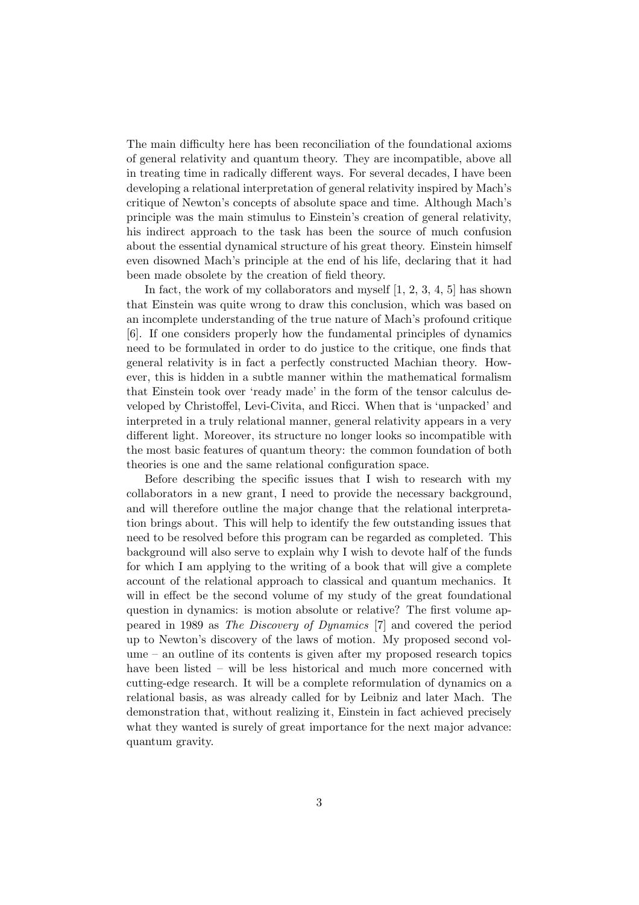The main difficulty here has been reconciliation of the foundational axioms of general relativity and quantum theory. They are incompatible, above all in treating time in radically different ways. For several decades, I have been developing a relational interpretation of general relativity inspired by Mach's critique of Newton's concepts of absolute space and time. Although Mach's principle was the main stimulus to Einstein's creation of general relativity, his indirect approach to the task has been the source of much confusion about the essential dynamical structure of his great theory. Einstein himself even disowned Mach's principle at the end of his life, declaring that it had been made obsolete by the creation of field theory.

In fact, the work of my collaborators and myself [1, 2, 3, 4, 5] has shown that Einstein was quite wrong to draw this conclusion, which was based on an incomplete understanding of the true nature of Mach's profound critique [6]. If one considers properly how the fundamental principles of dynamics need to be formulated in order to do justice to the critique, one finds that general relativity is in fact a perfectly constructed Machian theory. However, this is hidden in a subtle manner within the mathematical formalism that Einstein took over 'ready made' in the form of the tensor calculus developed by Christoffel, Levi-Civita, and Ricci. When that is 'unpacked' and interpreted in a truly relational manner, general relativity appears in a very different light. Moreover, its structure no longer looks so incompatible with the most basic features of quantum theory: the common foundation of both theories is one and the same relational configuration space.

Before describing the specific issues that I wish to research with my collaborators in a new grant, I need to provide the necessary background, and will therefore outline the major change that the relational interpretation brings about. This will help to identify the few outstanding issues that need to be resolved before this program can be regarded as completed. This background will also serve to explain why I wish to devote half of the funds for which I am applying to the writing of a book that will give a complete account of the relational approach to classical and quantum mechanics. It will in effect be the second volume of my study of the great foundational question in dynamics: is motion absolute or relative? The first volume appeared in 1989 as *The Discovery of Dynamics* [7] and covered the period up to Newton's discovery of the laws of motion. My proposed second volume – an outline of its contents is given after my proposed research topics have been listed – will be less historical and much more concerned with cutting-edge research. It will be a complete reformulation of dynamics on a relational basis, as was already called for by Leibniz and later Mach. The demonstration that, without realizing it, Einstein in fact achieved precisely what they wanted is surely of great importance for the next major advance: quantum gravity.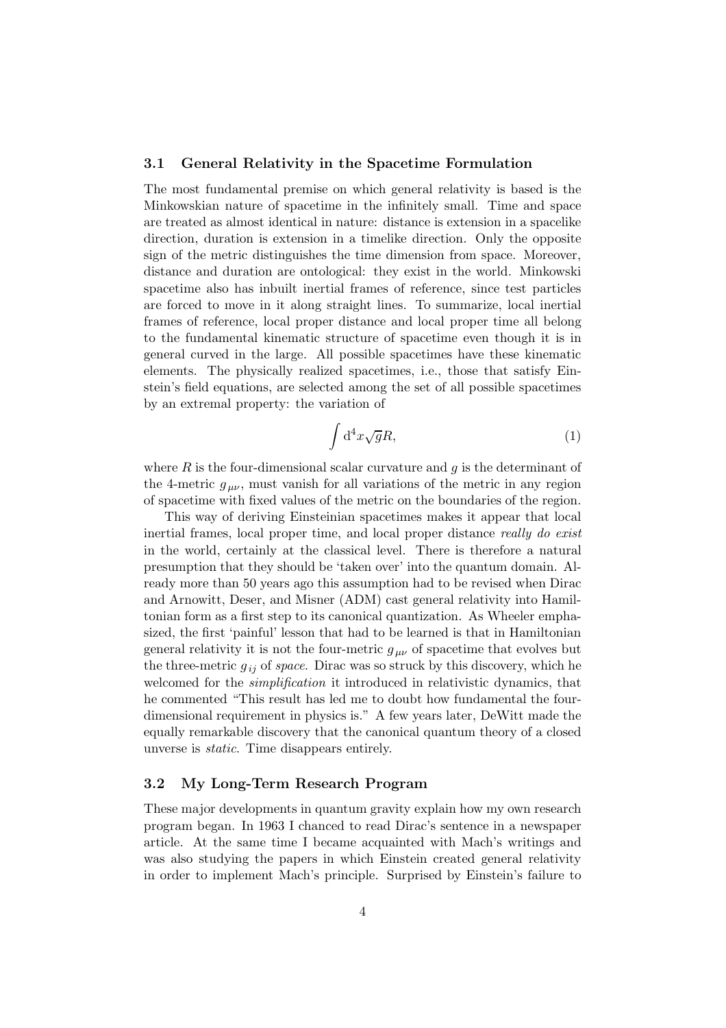### 3.1 General Relativity in the Spacetime Formulation

The most fundamental premise on which general relativity is based is the Minkowskian nature of spacetime in the infinitely small. Time and space are treated as almost identical in nature: distance is extension in a spacelike direction, duration is extension in a timelike direction. Only the opposite sign of the metric distinguishes the time dimension from space. Moreover, distance and duration are ontological: they exist in the world. Minkowski spacetime also has inbuilt inertial frames of reference, since test particles are forced to move in it along straight lines. To summarize, local inertial frames of reference, local proper distance and local proper time all belong to the fundamental kinematic structure of spacetime even though it is in general curved in the large. All possible spacetimes have these kinematic elements. The physically realized spacetimes, i.e., those that satisfy Einstein's field equations, are selected among the set of all possible spacetimes by an extremal property: the variation of

$$\int \mathrm{d}^4x\sqrt{g}R, \tag{1}$$

where $R$ is the four-dimensional scalar curvature and $g$ is the determinant of the 4-metric $g_{\mu\nu}$, must vanish for all variations of the metric in any region of spacetime with fixed values of the metric on the boundaries of the region.

This way of deriving Einsteinian spacetimes makes it appear that local inertial frames, local proper time, and local proper distance *really do exist* in the world, certainly at the classical level. There is therefore a natural presumption that they should be 'taken over' into the quantum domain. Already more than 50 years ago this assumption had to be revised when Dirac and Arnowitt, Deser, and Misner (ADM) cast general relativity into Hamiltonian form as a first step to its canonical quantization. As Wheeler emphasized, the first 'painful' lesson that had to be learned is that in Hamiltonian general relativity it is not the four-metric $g_{\mu\nu}$ of spacetime that evolves but the three-metric $g_{ij}$ of *space*. Dirac was so struck by this discovery, which he welcomed for the *simplification* it introduced in relativistic dynamics, that he commented "This result has led me to doubt how fundamental the four-dimensional requirement in physics is." A few years later, DeWitt made the equally remarkable discovery that the canonical quantum theory of a closed unverse is *static*. Time disappears entirely.

### 3.2 My Long-Term Research Program

These major developments in quantum gravity explain how my own research program began. In 1963 I chanced to read Dirac's sentence in a newspaper article. At the same time I became acquainted with Mach's writings and was also studying the papers in which Einstein created general relativity in order to implement Mach's principle. Surprised by Einstein's failure to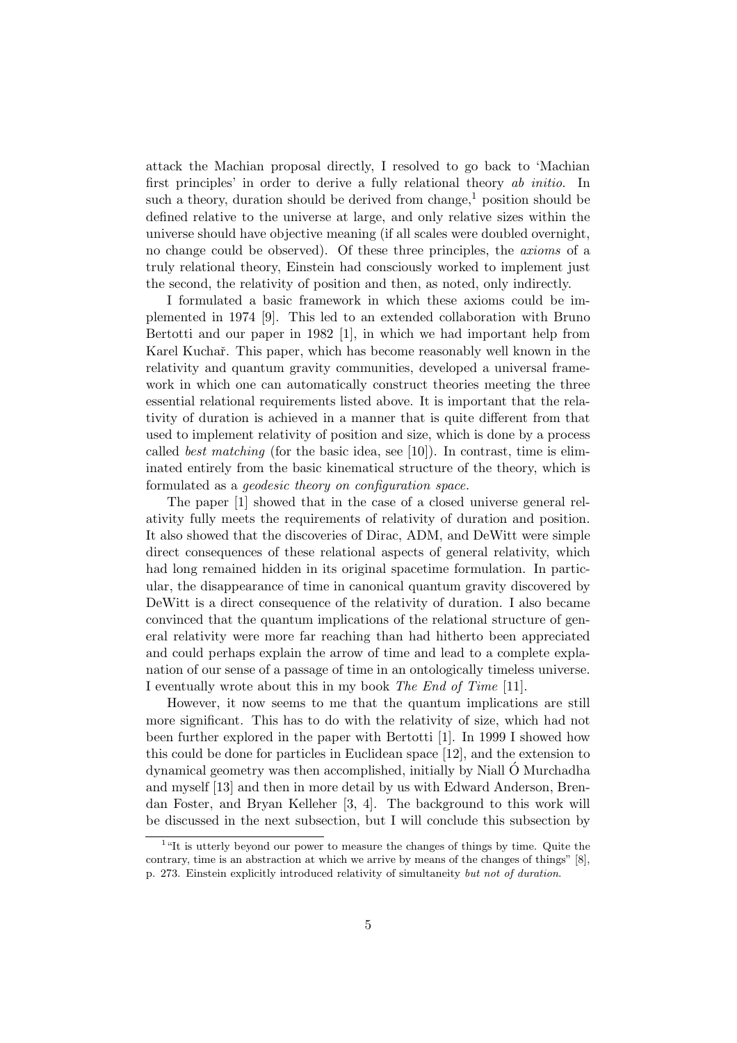attack the Machian proposal directly, I resolved to go back to 'Machian first principles' in order to derive a fully relational theory *ab initio*. In such a theory, duration should be derived from change,[1] position should be defined relative to the universe at large, and only relative sizes within the universe should have objective meaning (if all scales were doubled overnight, no change could be observed). Of these three principles, the *axioms* of a truly relational theory, Einstein had consciously worked to implement just the second, the relativity of position and then, as noted, only indirectly.

I formulated a basic framework in which these axioms could be implemented in 1974 [9]. This led to an extended collaboration with Bruno Bertotti and our paper in 1982 [1], in which we had important help from Karel Kuchař. This paper, which has become reasonably well known in the relativity and quantum gravity communities, developed a universal framework in which one can automatically construct theories meeting the three essential relational requirements listed above. It is important that the relativity of duration is achieved in a manner that is quite different from that used to implement relativity of position and size, which is done by a process called *best matching* (for the basic idea, see [10]). In contrast, time is eliminated entirely from the basic kinematical structure of the theory, which is formulated as a *geodesic theory on configuration space*.

The paper [1] showed that in the case of a closed universe general relativity fully meets the requirements of relativity of duration and position. It also showed that the discoveries of Dirac, ADM, and DeWitt were simple direct consequences of these relational aspects of general relativity, which had long remained hidden in its original spacetime formulation. In particular, the disappearance of time in canonical quantum gravity discovered by DeWitt is a direct consequence of the relativity of duration. I also became convinced that the quantum implications of the relational structure of general relativity were more far reaching than had hitherto been appreciated and could perhaps explain the arrow of time and lead to a complete explanation of our sense of a passage of time in an ontologically timeless universe. I eventually wrote about this in my book *The End of Time* [11].

However, it now seems to me that the quantum implications are still more significant. This has to do with the relativity of size, which had not been further explored in the paper with Bertotti [1]. In 1999 I showed how this could be done for particles in Euclidean space [12], and the extension to dynamical geometry was then accomplished, initially by Niall Ó Murchadha and myself [13] and then in more detail by us with Edward Anderson, Brendan Foster, and Bryan Kelleher [3, 4]. The background to this work will be discussed in the next subsection, but I will conclude this subsection by

[1] "It is utterly beyond our power to measure the changes of things by time. Quite the contrary, time is an abstraction at which we arrive by means of the changes of things" [8], p. 273. Einstein explicitly introduced relativity of simultaneity *but not of duration*.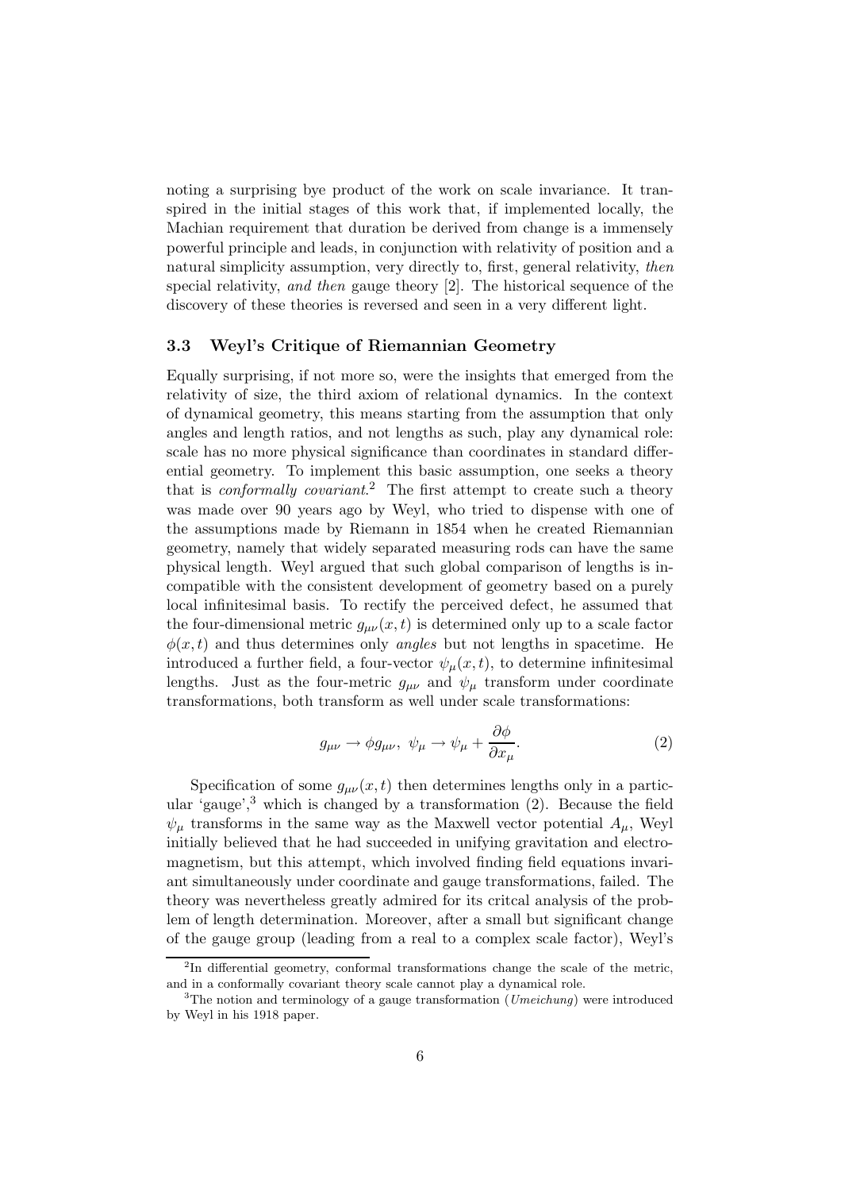noting a surprising bye product of the work on scale invariance. It transpired in the initial stages of this work that, if implemented locally, the Machian requirement that duration be derived from change is a immensely powerful principle and leads, in conjunction with relativity of position and a natural simplicity assumption, very directly to, first, general relativity, *then* special relativity, *and then* gauge theory [2]. The historical sequence of the discovery of these theories is reversed and seen in a very different light.

### 3.3 Weyl's Critique of Riemannian Geometry

Equally surprising, if not more so, were the insights that emerged from the relativity of size, the third axiom of relational dynamics. In the context of dynamical geometry, this means starting from the assumption that only angles and length ratios, and not lengths as such, play any dynamical role: scale has no more physical significance than coordinates in standard differential geometry. To implement this basic assumption, one seeks a theory that is *conformally covariant*.[2] The first attempt to create such a theory was made over 90 years ago by Weyl, who tried to dispense with one of the assumptions made by Riemann in 1854 when he created Riemannian geometry, namely that widely separated measuring rods can have the same physical length. Weyl argued that such global comparison of lengths is incompatible with the consistent development of geometry based on a purely local infinitesimal basis. To rectify the perceived defect, he assumed that the four-dimensional metric $g_{\mu\nu}(x,t)$ is determined only up to a scale factor $\phi(x,t)$ and thus determines only *angles* but not lengths in spacetime. He introduced a further field, a four-vector $\psi_\mu(x,t)$, to determine infinitesimal lengths. Just as the four-metric $g_{\mu\nu}$ and $\psi_\mu$ transform under coordinate transformations, both transform as well under scale transformations:

$$g_{\mu\nu} \to \phi g_{\mu\nu}, \ \psi_\mu \to \psi_\mu + \frac{\partial \phi}{\partial x_\mu}. \tag{2}$$

Specification of some $g_{\mu\nu}(x,t)$ then determines lengths only in a particular 'gauge',[3] which is changed by a transformation (2). Because the field $\psi_\mu$ transforms in the same way as the Maxwell vector potential $A_\mu$, Weyl initially believed that he had succeeded in unifying gravitation and electromagnetism, but this attempt, which involved finding field equations invariant simultaneously under coordinate and gauge transformations, failed. The theory was nevertheless greatly admired for its critcal analysis of the problem of length determination. Moreover, after a small but significant change of the gauge group (leading from a real to a complex scale factor), Weyl's

[2] In differential geometry, conformal transformations change the scale of the metric, and in a conformally covariant theory scale cannot play a dynamical role.

[3] The notion and terminology of a gauge transformation (*Umeichung*) were introduced by Weyl in his 1918 paper.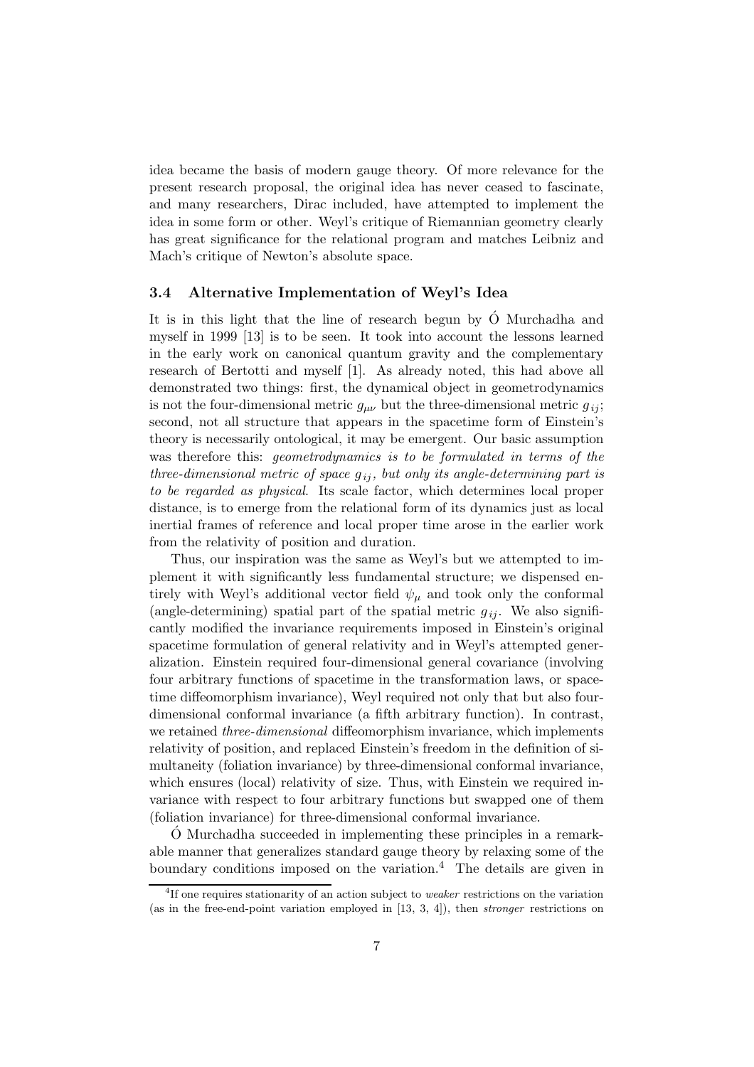idea became the basis of modern gauge theory. Of more relevance for the present research proposal, the original idea has never ceased to fascinate, and many researchers, Dirac included, have attempted to implement the idea in some form or other. Weyl's critique of Riemannian geometry clearly has great significance for the relational program and matches Leibniz and Mach's critique of Newton's absolute space.

### 3.4 Alternative Implementation of Weyl's Idea

It is in this light that the line of research begun by Ó Murchadha and myself in 1999 [13] is to be seen. It took into account the lessons learned in the early work on canonical quantum gravity and the complementary research of Bertotti and myself [1]. As already noted, this had above all demonstrated two things: first, the dynamical object in geometrodynamics is not the four-dimensional metric $g_{\mu\nu}$ but the three-dimensional metric $g_{ij}$; second, not all structure that appears in the spacetime form of Einstein's theory is necessarily ontological, it may be emergent. Our basic assumption was therefore this: *geometrodynamics is to be formulated in terms of the three-dimensional metric of space $g_{ij}$, but only its angle-determining part is to be regarded as physical*. Its scale factor, which determines local proper distance, is to emerge from the relational form of its dynamics just as local inertial frames of reference and local proper time arose in the earlier work from the relativity of position and duration.

Thus, our inspiration was the same as Weyl's but we attempted to implement it with significantly less fundamental structure; we dispensed entirely with Weyl's additional vector field $\psi_\mu$ and took only the conformal (angle-determining) spatial part of the spatial metric $g_{ij}$. We also significantly modified the invariance requirements imposed in Einstein's original spacetime formulation of general relativity and in Weyl's attempted generalization. Einstein required four-dimensional general covariance (involving four arbitrary functions of spacetime in the transformation laws, or spacetime diffeomorphism invariance), Weyl required not only that but also four-dimensional conformal invariance (a fifth arbitrary function). In contrast, we retained *three-dimensional* diffeomorphism invariance, which implements relativity of position, and replaced Einstein's freedom in the definition of simultaneity (foliation invariance) by three-dimensional conformal invariance, which ensures (local) relativity of size. Thus, with Einstein we required invariance with respect to four arbitrary functions but swapped one of them (foliation invariance) for three-dimensional conformal invariance.

Ó Murchadha succeeded in implementing these principles in a remarkable manner that generalizes standard gauge theory by relaxing some of the boundary conditions imposed on the variation.[4] The details are given in

[4] If one requires stationarity of an action subject to *weaker* restrictions on the variation (as in the free-end-point variation employed in [13, 3, 4]), then *stronger* restrictions on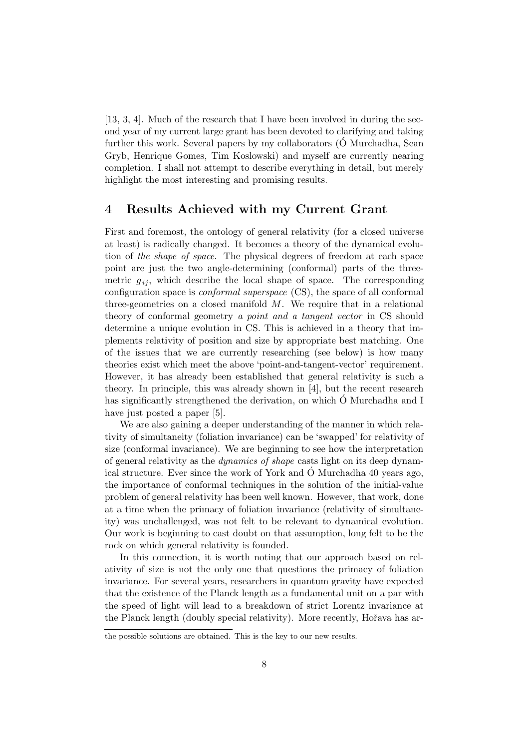[13, 3, 4]. Much of the research that I have been involved in during the second year of my current large grant has been devoted to clarifying and taking further this work. Several papers by my collaborators (Ó Murchadha, Sean Gryb, Henrique Gomes, Tim Koslowski) and myself are currently nearing completion. I shall not attempt to describe everything in detail, but merely highlight the most interesting and promising results.

## 4 Results Achieved with my Current Grant

First and foremost, the ontology of general relativity (for a closed universe at least) is radically changed. It becomes a theory of the dynamical evolution of *the shape of space*. The physical degrees of freedom at each space point are just the two angle-determining (conformal) parts of the three-metric $g_{ij}$, which describe the local shape of space. The corresponding configuration space is *conformal superspace* (CS), the space of all conformal three-geometries on a closed manifold $M$. We require that in a relational theory of conformal geometry *a point and a tangent vector* in CS should determine a unique evolution in CS. This is achieved in a theory that implements relativity of position and size by appropriate best matching. One of the issues that we are currently researching (see below) is how many theories exist which meet the above 'point-and-tangent-vector' requirement. However, it has already been established that general relativity is such a theory. In principle, this was already shown in [4], but the recent research has significantly strengthened the derivation, on which Ó Murchadha and I have just posted a paper [5].

We are also gaining a deeper understanding of the manner in which relativity of simultaneity (foliation invariance) can be 'swapped' for relativity of size (conformal invariance). We are beginning to see how the interpretation of general relativity as the *dynamics of shape* casts light on its deep dynamical structure. Ever since the work of York and Ó Murchadha 40 years ago, the importance of conformal techniques in the solution of the initial-value problem of general relativity has been well known. However, that work, done at a time when the primacy of foliation invariance (relativity of simultaneity) was unchallenged, was not felt to be relevant to dynamical evolution. Our work is beginning to cast doubt on that assumption, long felt to be the rock on which general relativity is founded.

In this connection, it is worth noting that our approach based on relativity of size is not the only one that questions the primacy of foliation invariance. For several years, researchers in quantum gravity have expected that the existence of the Planck length as a fundamental unit on a par with the speed of light will lead to a breakdown of strict Lorentz invariance at the Planck length (doubly special relativity). More recently, Hořava has ar-

---

the possible solutions are obtained. This is the key to our new results.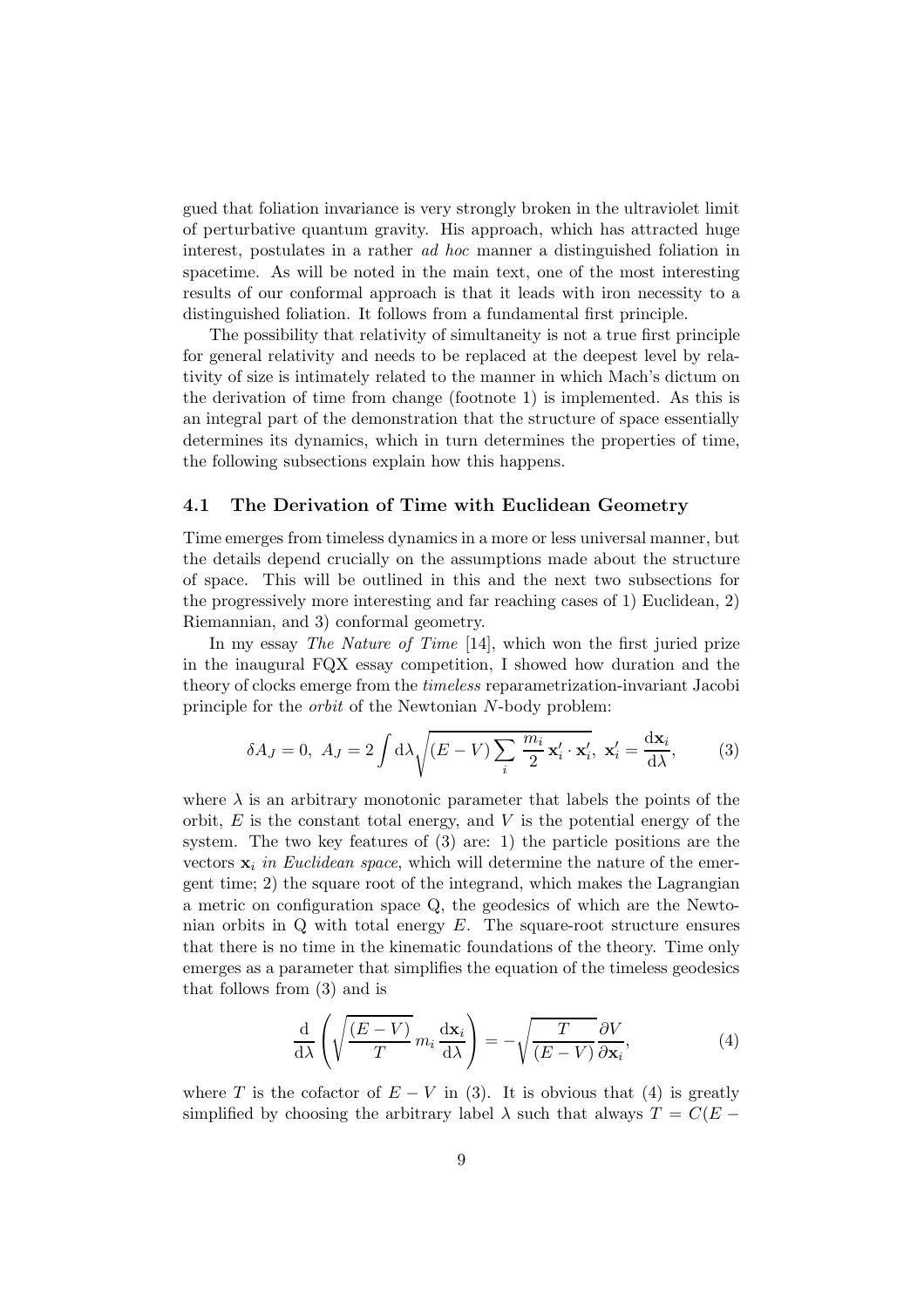gued that foliation invariance is very strongly broken in the ultraviolet limit of perturbative quantum gravity. His approach, which has attracted huge interest, postulates in a rather *ad hoc* manner a distinguished foliation in spacetime. As will be noted in the main text, one of the most interesting results of our conformal approach is that it leads with iron necessity to a distinguished foliation. It follows from a fundamental first principle.

The possibility that relativity of simultaneity is not a true first principle for general relativity and needs to be replaced at the deepest level by relativity of size is intimately related to the manner in which Mach's dictum on the derivation of time from change (footnote 1) is implemented. As this is an integral part of the demonstration that the structure of space essentially determines its dynamics, which in turn determines the properties of time, the following subsections explain how this happens.

### 4.1 The Derivation of Time with Euclidean Geometry

Time emerges from timeless dynamics in a more or less universal manner, but the details depend crucially on the assumptions made about the structure of space. This will be outlined in this and the next two subsections for the progressively more interesting and far reaching cases of 1) Euclidean, 2) Riemannian, and 3) conformal geometry.

In my essay *The Nature of Time* [14], which won the first juried prize in the inaugural FQX essay competition, I showed how duration and the theory of clocks emerge from the *timeless* reparametrization-invariant Jacobi principle for the *orbit* of the Newtonian $N$-body problem:

$$\delta A_J = 0,\ A_J = 2\int \mathrm{d}\lambda \sqrt{(E-V)\sum_i \frac{m_i}{2}\,\mathbf{x}_i'\cdot\mathbf{x}_i'},\ \mathbf{x}_i' = \frac{\mathrm{d}\mathbf{x}_i}{\mathrm{d}\lambda}, \tag{3}$$

where $\lambda$ is an arbitrary monotonic parameter that labels the points of the orbit, $E$ is the constant total energy, and $V$ is the potential energy of the system. The two key features of (3) are: 1) the particle positions are the vectors $\mathbf{x}_i$ *in Euclidean space*, which will determine the nature of the emergent time; 2) the square root of the integrand, which makes the Lagrangian a metric on configuration space Q, the geodesics of which are the Newtonian orbits in Q with total energy $E$. The square-root structure ensures that there is no time in the kinematic foundations of the theory. Time only emerges as a parameter that simplifies the equation of the timeless geodesics that follows from (3) and is

$$\frac{\mathrm{d}}{\mathrm{d}\lambda}\left(\sqrt{\frac{(E-V)}{T}}\,m_i\,\frac{\mathrm{d}\mathbf{x}_i}{\mathrm{d}\lambda}\right) = -\sqrt{\frac{T}{(E-V)}}\frac{\partial V}{\partial \mathbf{x}_i}, \tag{4}$$

where $T$ is the cofactor of $E-V$ in (3). It is obvious that (4) is greatly simplified by choosing the arbitrary label $\lambda$ such that always $T = C(E-$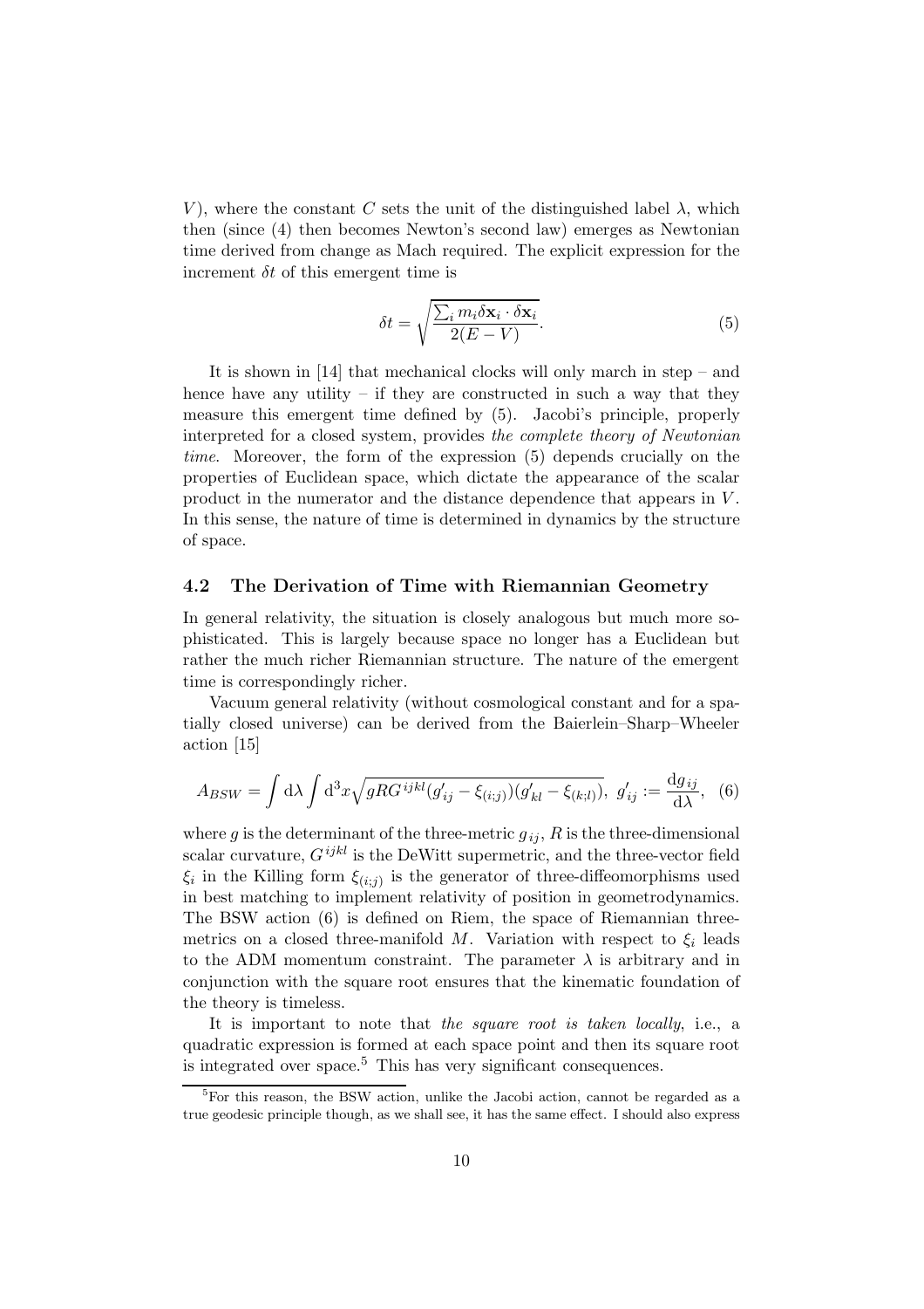$V$), where the constant $C$ sets the unit of the distinguished label $\lambda$, which then (since (4) then becomes Newton's second law) emerges as Newtonian time derived from change as Mach required. The explicit expression for the increment $\delta t$ of this emergent time is

$$\delta t = \sqrt{\frac{\sum_i m_i \delta \mathbf{x}_i \cdot \delta \mathbf{x}_i}{2(E-V)}}. \qquad (5)$$

It is shown in [14] that mechanical clocks will only march in step – and hence have any utility – if they are constructed in such a way that they measure this emergent time defined by (5). Jacobi's principle, properly interpreted for a closed system, provides *the complete theory of Newtonian time*. Moreover, the form of the expression (5) depends crucially on the properties of Euclidean space, which dictate the appearance of the scalar product in the numerator and the distance dependence that appears in $V$. In this sense, the nature of time is determined in dynamics by the structure of space.

### 4.2 The Derivation of Time with Riemannian Geometry

In general relativity, the situation is closely analogous but much more sophisticated. This is largely because space no longer has a Euclidean but rather the much richer Riemannian structure. The nature of the emergent time is correspondingly richer.

Vacuum general relativity (without cosmological constant and for a spatially closed universe) can be derived from the Baierlein–Sharp–Wheeler action [15]

$$A_{BSW} = \int \mathrm{d}\lambda \int \mathrm{d}^3 x \sqrt{g R G^{ijkl}(g'_{ij} - \xi_{(i;j)})(g'_{kl} - \xi_{(k;l)})}, \; g'_{ij} := \frac{\mathrm{d}g_{ij}}{\mathrm{d}\lambda}, \quad (6)$$

where $g$ is the determinant of the three-metric $g_{ij}$, $R$ is the three-dimensional scalar curvature, $G^{ijkl}$ is the DeWitt supermetric, and the three-vector field $\xi_i$ in the Killing form $\xi_{(i;j)}$ is the generator of three-diffeomorphisms used in best matching to implement relativity of position in geometrodynamics. The BSW action (6) is defined on Riem, the space of Riemannian three-metrics on a closed three-manifold $M$. Variation with respect to $\xi_i$ leads to the ADM momentum constraint. The parameter $\lambda$ is arbitrary and in conjunction with the square root ensures that the kinematic foundation of the theory is timeless.

It is important to note that *the square root is taken locally*, i.e., a quadratic expression is formed at each space point and then its square root is integrated over space.[5] This has very significant consequences.

[5]For this reason, the BSW action, unlike the Jacobi action, cannot be regarded as a true geodesic principle though, as we shall see, it has the same effect. I should also express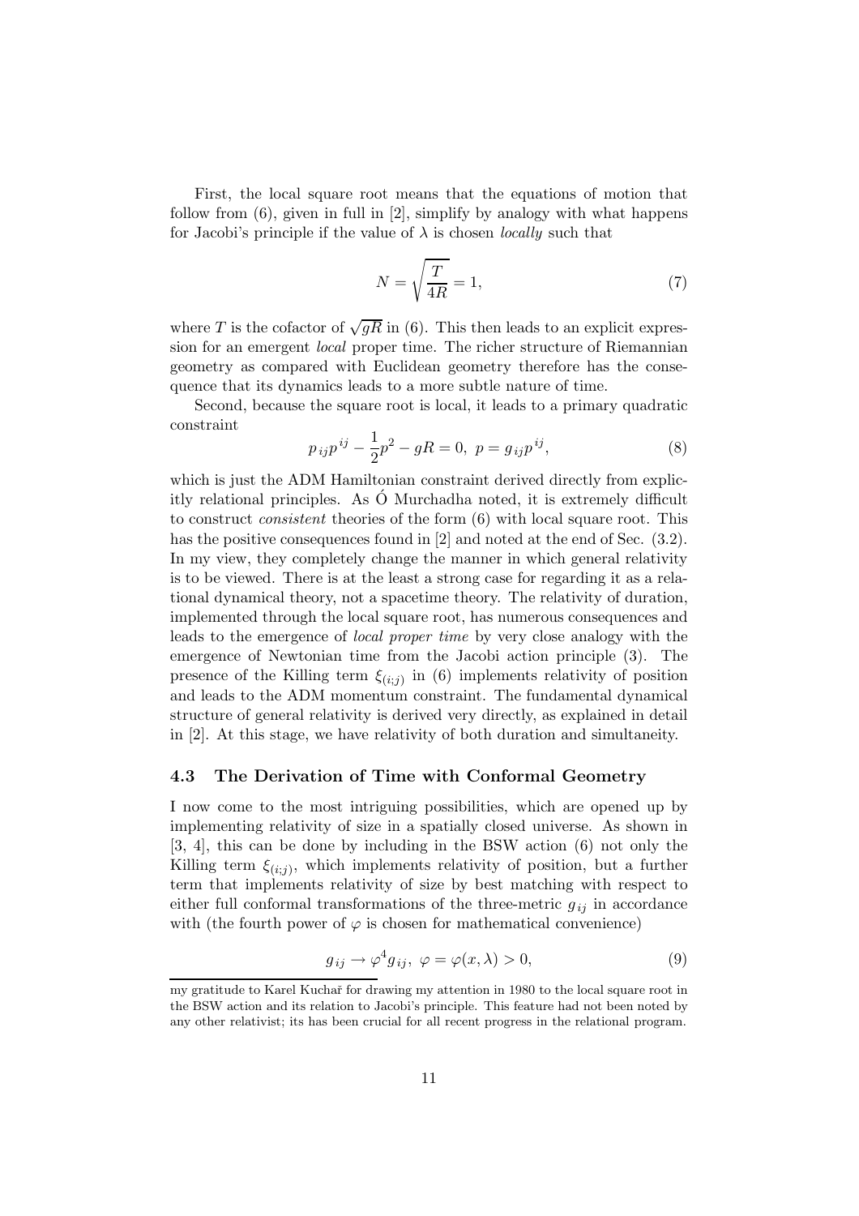First, the local square root means that the equations of motion that follow from (6), given in full in [2], simplify by analogy with what happens for Jacobi's principle if the value of $\lambda$ is chosen *locally* such that

$$N = \sqrt{\frac{T}{4R}} = 1, \tag{7}$$

where $T$ is the cofactor of $\sqrt{gR}$ in (6). This then leads to an explicit expression for an emergent *local* proper time. The richer structure of Riemannian geometry as compared with Euclidean geometry therefore has the consequence that its dynamics leads to a more subtle nature of time.

Second, because the square root is local, it leads to a primary quadratic constraint

$$p_{ij}p^{ij} - \frac{1}{2}p^2 - gR = 0, \; p = g_{ij}p^{ij}, \tag{8}$$

which is just the ADM Hamiltonian constraint derived directly from explicitly relational principles. As Ó Murchadha noted, it is extremely difficult to construct *consistent* theories of the form (6) with local square root. This has the positive consequences found in [2] and noted at the end of Sec. (3.2). In my view, they completely change the manner in which general relativity is to be viewed. There is at the least a strong case for regarding it as a relational dynamical theory, not a spacetime theory. The relativity of duration, implemented through the local square root, has numerous consequences and leads to the emergence of *local proper time* by very close analogy with the emergence of Newtonian time from the Jacobi action principle (3). The presence of the Killing term $\xi_{(i;j)}$ in (6) implements relativity of position and leads to the ADM momentum constraint. The fundamental dynamical structure of general relativity is derived very directly, as explained in detail in [2]. At this stage, we have relativity of both duration and simultaneity.

### 4.3 The Derivation of Time with Conformal Geometry

I now come to the most intriguing possibilities, which are opened up by implementing relativity of size in a spatially closed universe. As shown in [3, 4], this can be done by including in the BSW action (6) not only the Killing term $\xi_{(i;j)}$, which implements relativity of position, but a further term that implements relativity of size by best matching with respect to either full conformal transformations of the three-metric $g_{ij}$ in accordance with (the fourth power of $\varphi$ is chosen for mathematical convenience)

$$g_{ij} \to \varphi^4 g_{ij}, \; \varphi = \varphi(x, \lambda) > 0, \tag{9}$$

my gratitude to Karel Kuchař for drawing my attention in 1980 to the local square root in the BSW action and its relation to Jacobi's principle. This feature had not been noted by any other relativist; its has been crucial for all recent progress in the relational program.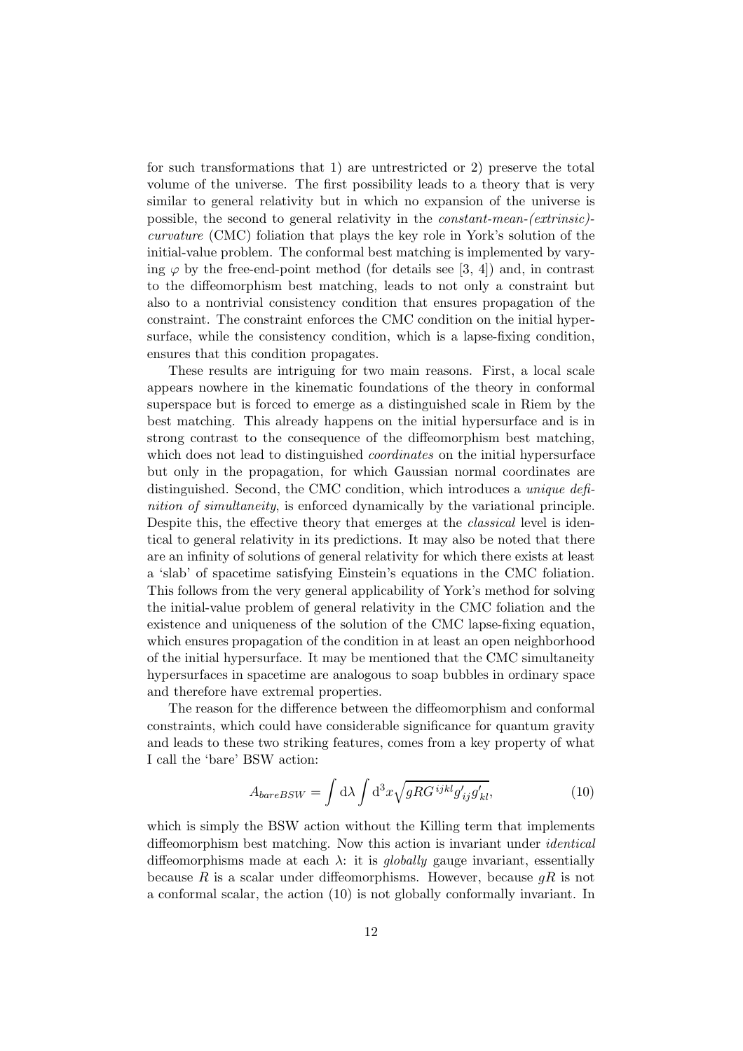for such transformations that 1) are untrestricted or 2) preserve the total volume of the universe. The first possibility leads to a theory that is very similar to general relativity but in which no expansion of the universe is possible, the second to general relativity in the *constant-mean-(extrinsic)-curvature* (CMC) foliation that plays the key role in York's solution of the initial-value problem. The conformal best matching is implemented by varying $\varphi$ by the free-end-point method (for details see [3, 4]) and, in contrast to the diffeomorphism best matching, leads to not only a constraint but also to a nontrivial consistency condition that ensures propagation of the constraint. The constraint enforces the CMC condition on the initial hypersurface, while the consistency condition, which is a lapse-fixing condition, ensures that this condition propagates.

These results are intriguing for two main reasons. First, a local scale appears nowhere in the kinematic foundations of the theory in conformal superspace but is forced to emerge as a distinguished scale in Riem by the best matching. This already happens on the initial hypersurface and is in strong contrast to the consequence of the diffeomorphism best matching, which does not lead to distinguished *coordinates* on the initial hypersurface but only in the propagation, for which Gaussian normal coordinates are distinguished. Second, the CMC condition, which introduces a *unique definition of simultaneity*, is enforced dynamically by the variational principle. Despite this, the effective theory that emerges at the *classical* level is identical to general relativity in its predictions. It may also be noted that there are an infinity of solutions of general relativity for which there exists at least a 'slab' of spacetime satisfying Einstein's equations in the CMC foliation. This follows from the very general applicability of York's method for solving the initial-value problem of general relativity in the CMC foliation and the existence and uniqueness of the solution of the CMC lapse-fixing equation, which ensures propagation of the condition in at least an open neighborhood of the initial hypersurface. It may be mentioned that the CMC simultaneity hypersurfaces in spacetime are analogous to soap bubbles in ordinary space and therefore have extremal properties.

The reason for the difference between the diffeomorphism and conformal constraints, which could have considerable significance for quantum gravity and leads to these two striking features, comes from a key property of what I call the 'bare' BSW action:

$$A_{bareBSW} = \int \mathrm{d}\lambda \int \mathrm{d}^3x \sqrt{gRG^{ijkl}g'_{ij}g'_{kl}}, \tag{10}$$

which is simply the BSW action without the Killing term that implements diffeomorphism best matching. Now this action is invariant under *identical* diffeomorphisms made at each $\lambda$: it is *globally* gauge invariant, essentially because $R$ is a scalar under diffeomorphisms. However, because $gR$ is not a conformal scalar, the action (10) is not globally conformally invariant. In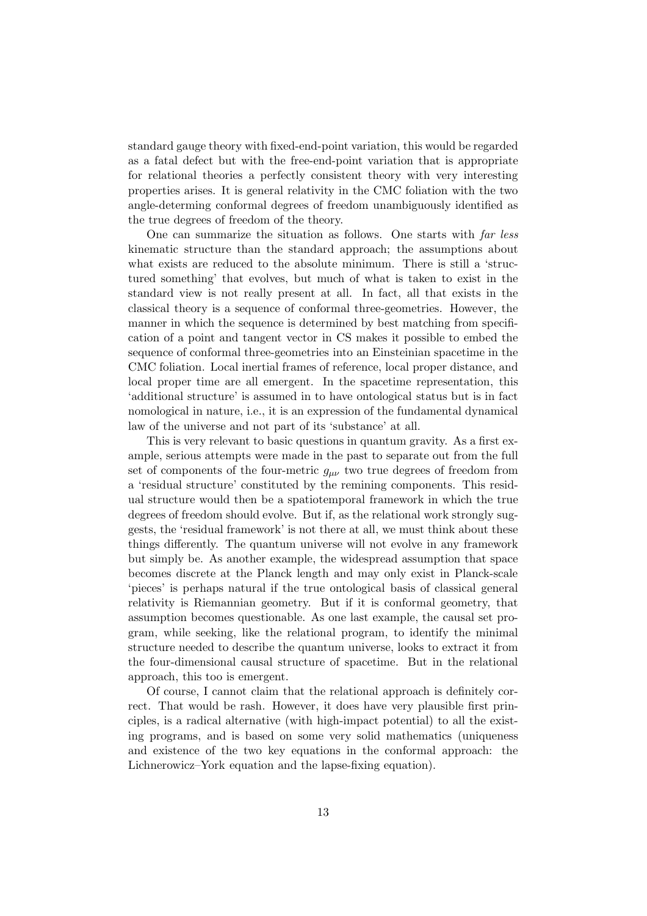standard gauge theory with fixed-end-point variation, this would be regarded as a fatal defect but with the free-end-point variation that is appropriate for relational theories a perfectly consistent theory with very interesting properties arises. It is general relativity in the CMC foliation with the two angle-determing conformal degrees of freedom unambiguously identified as the true degrees of freedom of the theory.

One can summarize the situation as follows. One starts with *far less* kinematic structure than the standard approach; the assumptions about what exists are reduced to the absolute minimum. There is still a 'structured something' that evolves, but much of what is taken to exist in the standard view is not really present at all. In fact, all that exists in the classical theory is a sequence of conformal three-geometries. However, the manner in which the sequence is determined by best matching from specification of a point and tangent vector in CS makes it possible to embed the sequence of conformal three-geometries into an Einsteinian spacetime in the CMC foliation. Local inertial frames of reference, local proper distance, and local proper time are all emergent. In the spacetime representation, this 'additional structure' is assumed in to have ontological status but is in fact nomological in nature, i.e., it is an expression of the fundamental dynamical law of the universe and not part of its 'substance' at all.

This is very relevant to basic questions in quantum gravity. As a first example, serious attempts were made in the past to separate out from the full set of components of the four-metric $g_{\mu\nu}$ two true degrees of freedom from a 'residual structure' constituted by the remining components. This residual structure would then be a spatiotemporal framework in which the true degrees of freedom should evolve. But if, as the relational work strongly suggests, the 'residual framework' is not there at all, we must think about these things differently. The quantum universe will not evolve in any framework but simply be. As another example, the widespread assumption that space becomes discrete at the Planck length and may only exist in Planck-scale 'pieces' is perhaps natural if the true ontological basis of classical general relativity is Riemannian geometry. But if it is conformal geometry, that assumption becomes questionable. As one last example, the causal set program, while seeking, like the relational program, to identify the minimal structure needed to describe the quantum universe, looks to extract it from the four-dimensional causal structure of spacetime. But in the relational approach, this too is emergent.

Of course, I cannot claim that the relational approach is definitely correct. That would be rash. However, it does have very plausible first principles, is a radical alternative (with high-impact potential) to all the existing programs, and is based on some very solid mathematics (uniqueness and existence of the two key equations in the conformal approach: the Lichnerowicz–York equation and the lapse-fixing equation).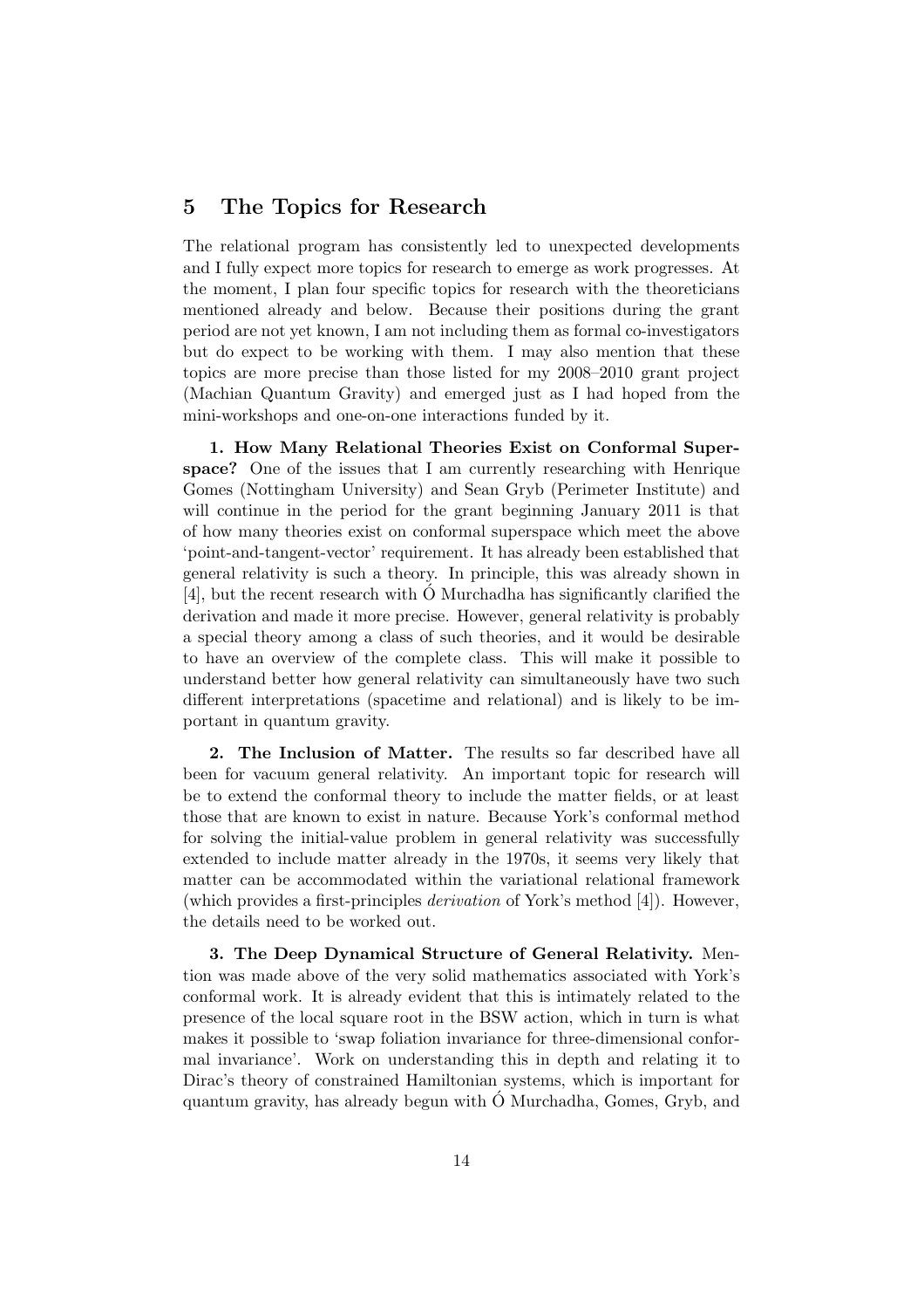## 5 The Topics for Research

The relational program has consistently led to unexpected developments and I fully expect more topics for research to emerge as work progresses. At the moment, I plan four specific topics for research with the theoreticians mentioned already and below. Because their positions during the grant period are not yet known, I am not including them as formal co-investigators but do expect to be working with them. I may also mention that these topics are more precise than those listed for my 2008–2010 grant project (Machian Quantum Gravity) and emerged just as I had hoped from the mini-workshops and one-on-one interactions funded by it.

**1. How Many Relational Theories Exist on Conformal Superspace?** One of the issues that I am currently researching with Henrique Gomes (Nottingham University) and Sean Gryb (Perimeter Institute) and will continue in the period for the grant beginning January 2011 is that of how many theories exist on conformal superspace which meet the above 'point-and-tangent-vector' requirement. It has already been established that general relativity is such a theory. In principle, this was already shown in [4], but the recent research with Ó Murchadha has significantly clarified the derivation and made it more precise. However, general relativity is probably a special theory among a class of such theories, and it would be desirable to have an overview of the complete class. This will make it possible to understand better how general relativity can simultaneously have two such different interpretations (spacetime and relational) and is likely to be important in quantum gravity.

**2. The Inclusion of Matter.** The results so far described have all been for vacuum general relativity. An important topic for research will be to extend the conformal theory to include the matter fields, or at least those that are known to exist in nature. Because York's conformal method for solving the initial-value problem in general relativity was successfully extended to include matter already in the 1970s, it seems very likely that matter can be accommodated within the variational relational framework (which provides a first-principles *derivation* of York's method [4]). However, the details need to be worked out.

**3. The Deep Dynamical Structure of General Relativity.** Mention was made above of the very solid mathematics associated with York's conformal work. It is already evident that this is intimately related to the presence of the local square root in the BSW action, which in turn is what makes it possible to 'swap foliation invariance for three-dimensional conformal invariance'. Work on understanding this in depth and relating it to Dirac's theory of constrained Hamiltonian systems, which is important for quantum gravity, has already begun with Ó Murchadha, Gomes, Gryb, and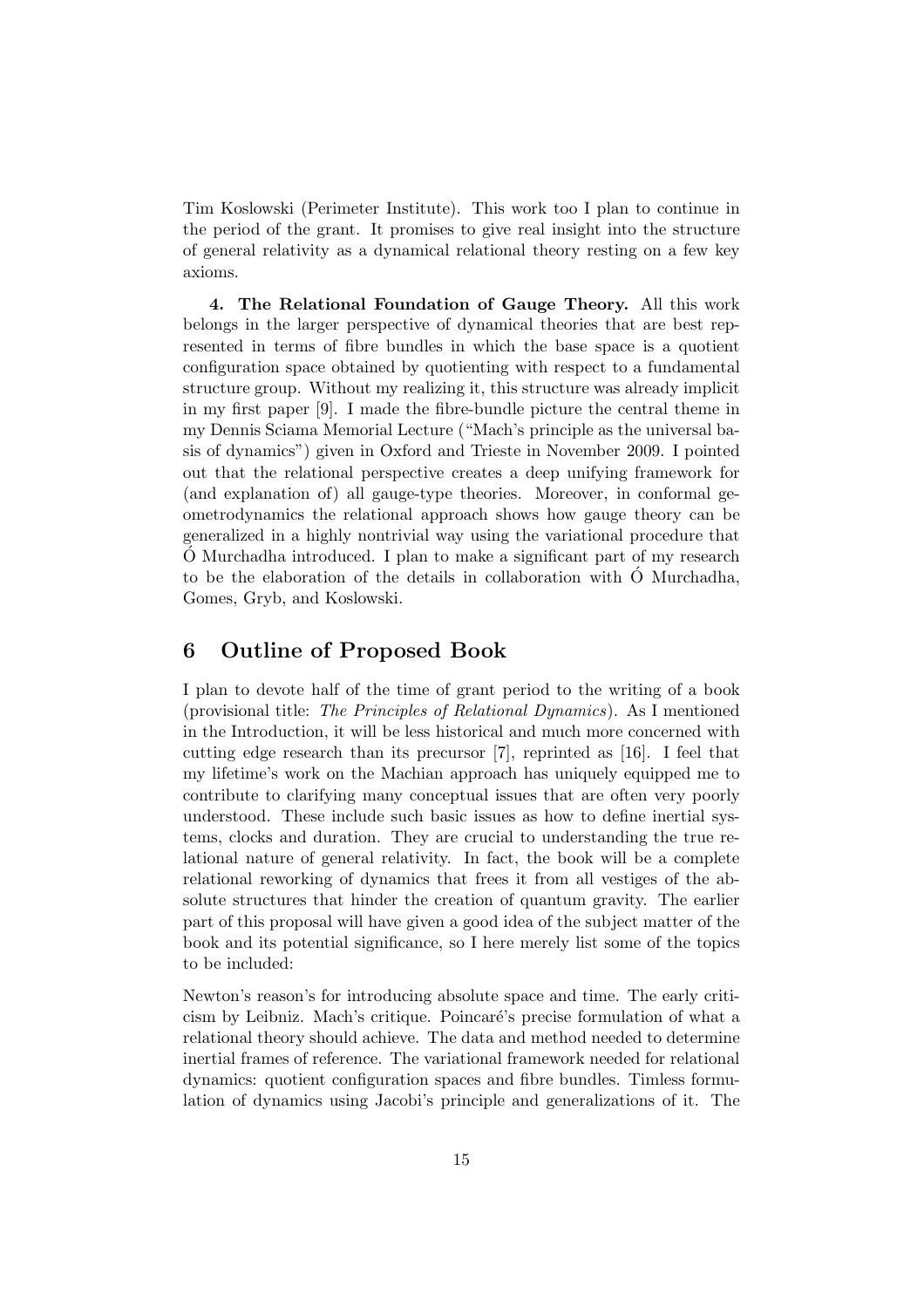Tim Koslowski (Perimeter Institute). This work too I plan to continue in the period of the grant. It promises to give real insight into the structure of general relativity as a dynamical relational theory resting on a few key axioms.

**4. The Relational Foundation of Gauge Theory.** All this work belongs in the larger perspective of dynamical theories that are best represented in terms of fibre bundles in which the base space is a quotient configuration space obtained by quotienting with respect to a fundamental structure group. Without my realizing it, this structure was already implicit in my first paper [9]. I made the fibre-bundle picture the central theme in my Dennis Sciama Memorial Lecture ("Mach's principle as the universal basis of dynamics") given in Oxford and Trieste in November 2009. I pointed out that the relational perspective creates a deep unifying framework for (and explanation of) all gauge-type theories. Moreover, in conformal geometrodynamics the relational approach shows how gauge theory can be generalized in a highly nontrivial way using the variational procedure that Ó Murchadha introduced. I plan to make a significant part of my research to be the elaboration of the details in collaboration with Ó Murchadha, Gomes, Gryb, and Koslowski.

## 6 Outline of Proposed Book

I plan to devote half of the time of grant period to the writing of a book (provisional title: *The Principles of Relational Dynamics*). As I mentioned in the Introduction, it will be less historical and much more concerned with cutting edge research than its precursor [7], reprinted as [16]. I feel that my lifetime's work on the Machian approach has uniquely equipped me to contribute to clarifying many conceptual issues that are often very poorly understood. These include such basic issues as how to define inertial systems, clocks and duration. They are crucial to understanding the true relational nature of general relativity. In fact, the book will be a complete relational reworking of dynamics that frees it from all vestiges of the absolute structures that hinder the creation of quantum gravity. The earlier part of this proposal will have given a good idea of the subject matter of the book and its potential significance, so I here merely list some of the topics to be included:

Newton's reason's for introducing absolute space and time. The early criticism by Leibniz. Mach's critique. Poincaré's precise formulation of what a relational theory should achieve. The data and method needed to determine inertial frames of reference. The variational framework needed for relational dynamics: quotient configuration spaces and fibre bundles. Timless formulation of dynamics using Jacobi's principle and generalizations of it. The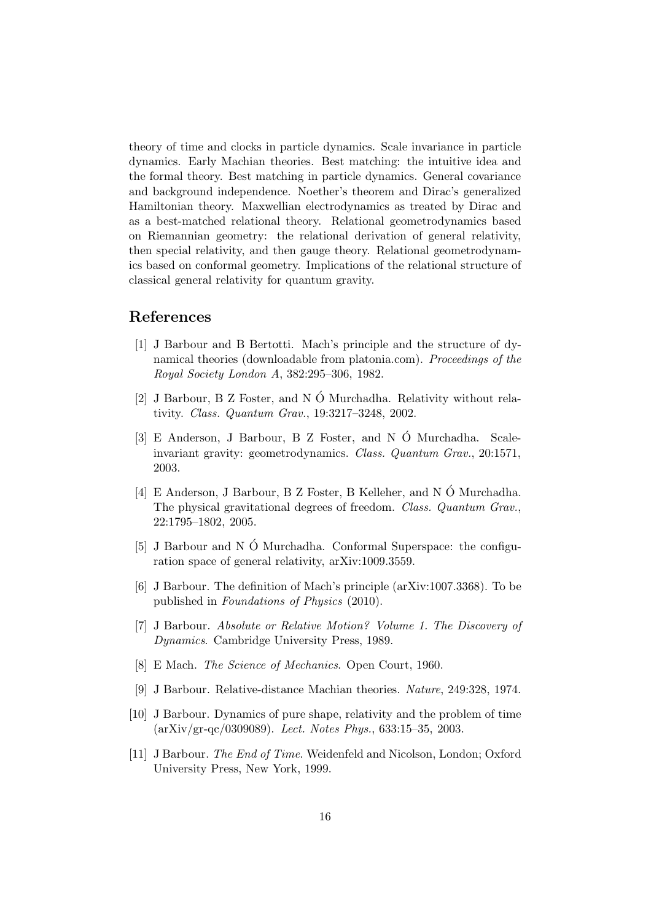theory of time and clocks in particle dynamics. Scale invariance in particle dynamics. Early Machian theories. Best matching: the intuitive idea and the formal theory. Best matching in particle dynamics. General covariance and background independence. Noether's theorem and Dirac's generalized Hamiltonian theory. Maxwellian electrodynamics as treated by Dirac and as a best-matched relational theory. Relational geometrodynamics based on Riemannian geometry: the relational derivation of general relativity, then special relativity, and then gauge theory. Relational geometrodynamics based on conformal geometry. Implications of the relational structure of classical general relativity for quantum gravity.

## References

[1] J Barbour and B Bertotti. Mach's principle and the structure of dynamical theories (downloadable from platonia.com). *Proceedings of the Royal Society London A*, 382:295–306, 1982.

[2] J Barbour, B Z Foster, and N Ó Murchadha. Relativity without relativity. *Class. Quantum Grav.*, 19:3217–3248, 2002.

[3] E Anderson, J Barbour, B Z Foster, and N Ó Murchadha. Scale-invariant gravity: geometrodynamics. *Class. Quantum Grav.*, 20:1571, 2003.

[4] E Anderson, J Barbour, B Z Foster, B Kelleher, and N Ó Murchadha. The physical gravitational degrees of freedom. *Class. Quantum Grav.*, 22:1795–1802, 2005.

[5] J Barbour and N Ó Murchadha. Conformal Superspace: the configuration space of general relativity, arXiv:1009.3559.

[6] J Barbour. The definition of Mach's principle (arXiv:1007.3368). To be published in *Foundations of Physics* (2010).

[7] J Barbour. *Absolute or Relative Motion? Volume 1. The Discovery of Dynamics*. Cambridge University Press, 1989.

[8] E Mach. *The Science of Mechanics*. Open Court, 1960.

[9] J Barbour. Relative-distance Machian theories. *Nature*, 249:328, 1974.

[10] J Barbour. Dynamics of pure shape, relativity and the problem of time (arXiv/gr-qc/0309089). *Lect. Notes Phys.*, 633:15–35, 2003.

[11] J Barbour. *The End of Time*. Weidenfeld and Nicolson, London; Oxford University Press, New York, 1999.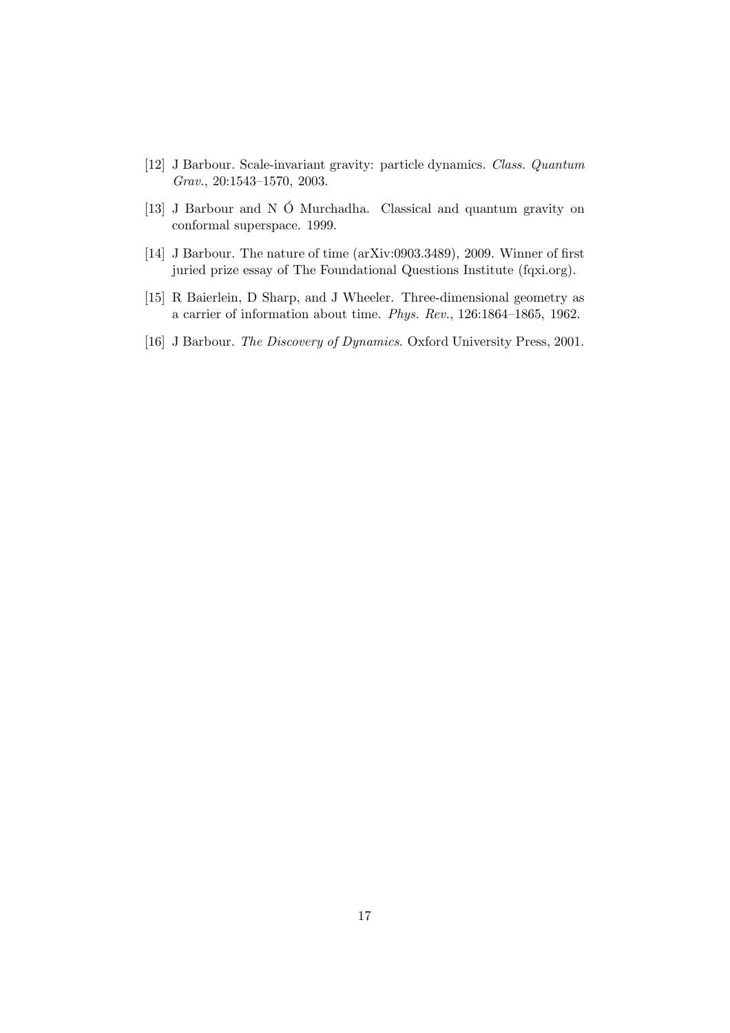[12] J Barbour. Scale-invariant gravity: particle dynamics. *Class. Quantum Grav.*, 20:1543–1570, 2003.

[13] J Barbour and N Ó Murchadha. Classical and quantum gravity on conformal superspace. 1999.

[14] J Barbour. The nature of time (arXiv:0903.3489), 2009. Winner of first juried prize essay of The Foundational Questions Institute (fqxi.org).

[15] R Baierlein, D Sharp, and J Wheeler. Three-dimensional geometry as a carrier of information about time. *Phys. Rev.*, 126:1864–1865, 1962.

[16] J Barbour. *The Discovery of Dynamics*. Oxford University Press, 2001.